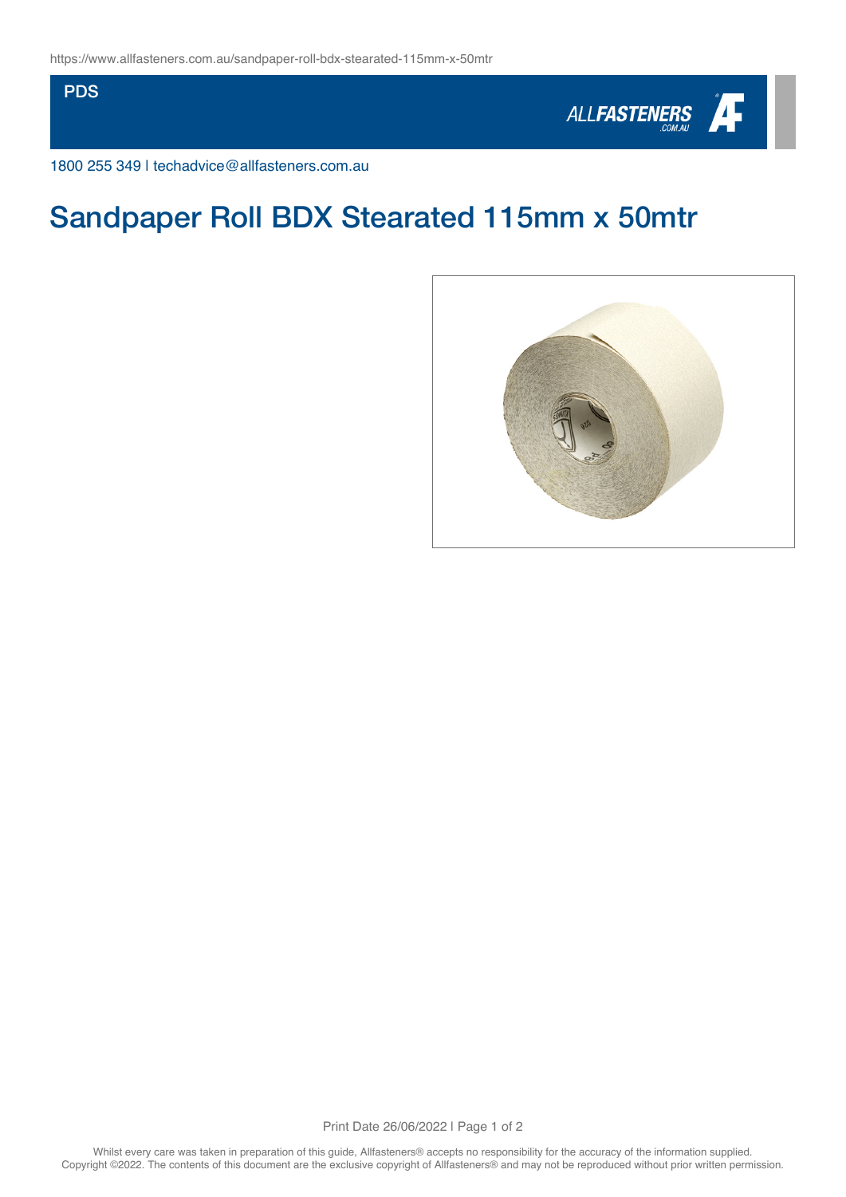https://www.allfasteners.com.au/sandpaper-roll-bdx-stearated-115mm-x-50mtr

PDS

ALLFASTENERS .COM.AU

1800 255 349 | techadvice@allfasteners.com.au

# Sandpaper Roll BDX Stearated 115mm x 50mtr

Print Date 26/06/2022

Whilst every care was taken in preparation of this guide, Allfasteners® accepts no responsibility for the accuracy of the information supplied. Copyright ©2022. The contents of this document are the exclusive copyright of Allfasteners® and may not be reproduced without prior written permission.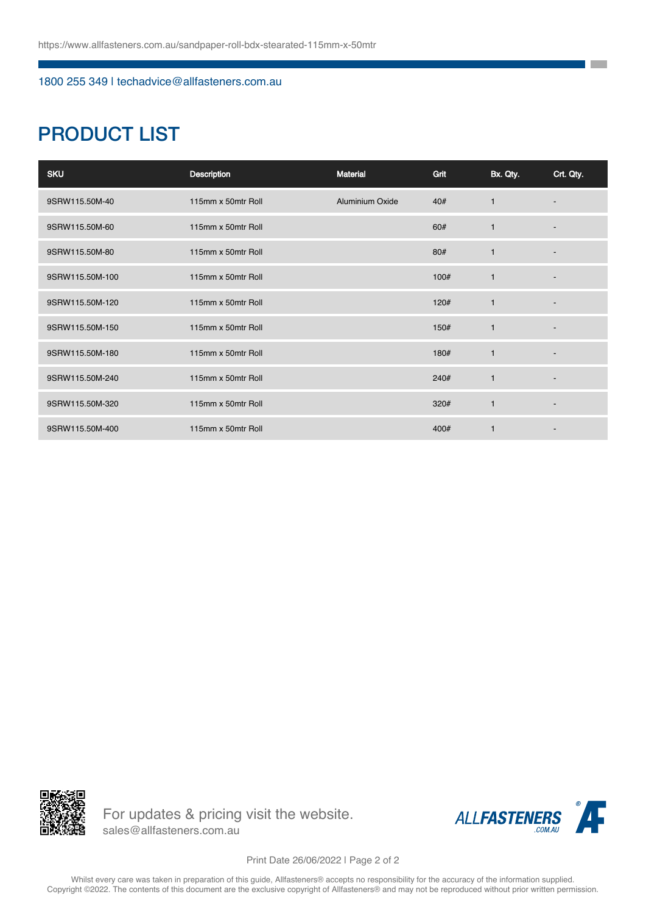https://www.allfasteners.com.au/sandpaper-roll-bdx-stearated-115mm-x-50mtr

1800 255 349 | techadvice@allfasteners.com.au

# PRODUCT LIST

| SKU | Description | Material | Grit | Bx. Qty. | Crt. Qty. |
|---|---|---|---|---|---|
| 9SRW115.50M-40 | 115mm x 50mtr Roll | Aluminium Oxide | 40# | 1 | - |
| 9SRW115.50M-60 | 115mm x 50mtr Roll | | 60# | 1 | - |
| 9SRW115.50M-80 | 115mm x 50mtr Roll | | 80# | 1 | - |
| 9SRW115.50M-100 | 115mm x 50mtr Roll | | 100# | 1 | - |
| 9SRW115.50M-120 | 115mm x 50mtr Roll | | 120# | 1 | - |
| 9SRW115.50M-150 | 115mm x 50mtr Roll | | 150# | 1 | - |
| 9SRW115.50M-180 | 115mm x 50mtr Roll | | 180# | 1 | - |
| 9SRW115.50M-240 | 115mm x 50mtr Roll | | 240# | 1 | - |
| 9SRW115.50M-320 | 115mm x 50mtr Roll | | 320# | 1 | - |
| 9SRW115.50M-400 | 115mm x 50mtr Roll | | 400# | 1 | - |

For updates & pricing visit the website.
sales@allfasteners.com.au

Print Date 26/06/2022

Whilst every care was taken in preparation of this guide, Allfasteners® accepts no responsibility for the accuracy of the information supplied. Copyright ©2022. The contents of this document are the exclusive copyright of Allfasteners® and may not be reproduced without prior written permission.